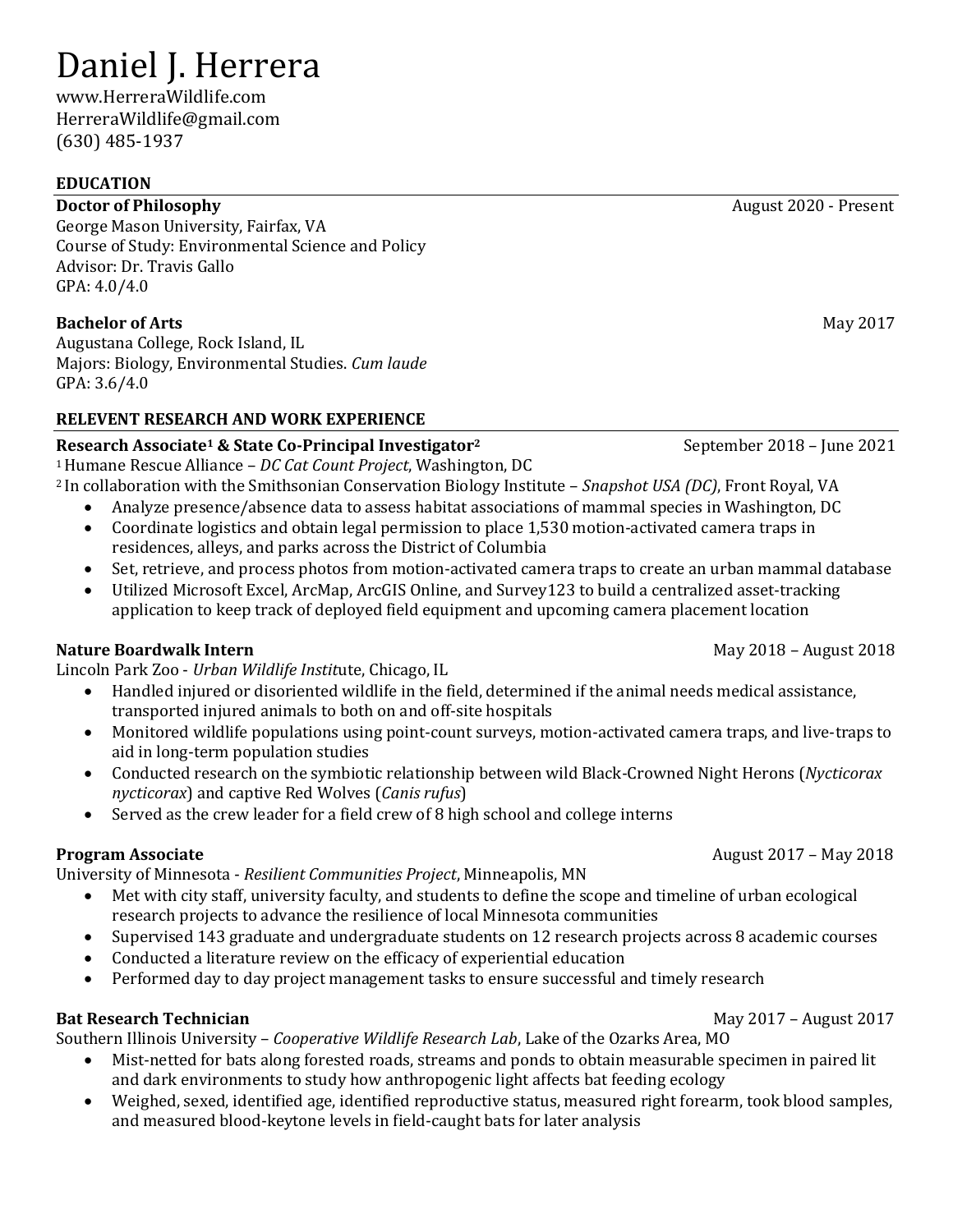# Daniel J. Herrera

www.HerreraWildlife.com
HerreraWildlife@gmail.com
(630) 485-1937

## EDUCATION

**Doctor of Philosophy** — August 2020 - Present
George Mason University, Fairfax, VA
Course of Study: Environmental Science and Policy
Advisor: Dr. Travis Gallo
GPA: 4.0/4.0

**Bachelor of Arts** — May 2017
Augustana College, Rock Island, IL
Majors: Biology, Environmental Studies. *Cum laude*
GPA: 3.6/4.0

## RELEVENT RESEARCH AND WORK EXPERIENCE

**Research Associate[1] & State Co-Principal Investigator[2]** — September 2018 – June 2021
[1] Humane Rescue Alliance – *DC Cat Count Project*, Washington, DC
[2] In collaboration with the Smithsonian Conservation Biology Institute – *Snapshot USA (DC)*, Front Royal, VA

- Analyze presence/absence data to assess habitat associations of mammal species in Washington, DC
- Coordinate logistics and obtain legal permission to place 1,530 motion-activated camera traps in residences, alleys, and parks across the District of Columbia
- Set, retrieve, and process photos from motion-activated camera traps to create an urban mammal database
- Utilized Microsoft Excel, ArcMap, ArcGIS Online, and Survey123 to build a centralized asset-tracking application to keep track of deployed field equipment and upcoming camera placement location

**Nature Boardwalk Intern** — May 2018 – August 2018
Lincoln Park Zoo - *Urban Wildlife Instit*ute, Chicago, IL

- Handled injured or disoriented wildlife in the field, determined if the animal needs medical assistance, transported injured animals to both on and off-site hospitals
- Monitored wildlife populations using point-count surveys, motion-activated camera traps, and live-traps to aid in long-term population studies
- Conducted research on the symbiotic relationship between wild Black-Crowned Night Herons (*Nycticorax nycticorax*) and captive Red Wolves (*Canis rufus*)
- Served as the crew leader for a field crew of 8 high school and college interns

**Program Associate** — August 2017 – May 2018
University of Minnesota - *Resilient Communities Project*, Minneapolis, MN

- Met with city staff, university faculty, and students to define the scope and timeline of urban ecological research projects to advance the resilience of local Minnesota communities
- Supervised 143 graduate and undergraduate students on 12 research projects across 8 academic courses
- Conducted a literature review on the efficacy of experiential education
- Performed day to day project management tasks to ensure successful and timely research

**Bat Research Technician** — May 2017 – August 2017
Southern Illinois University – *Cooperative Wildlife Research Lab*, Lake of the Ozarks Area, MO

- Mist-netted for bats along forested roads, streams and ponds to obtain measurable specimen in paired lit and dark environments to study how anthropogenic light affects bat feeding ecology
- Weighed, sexed, identified age, identified reproductive status, measured right forearm, took blood samples, and measured blood-keytone levels in field-caught bats for later analysis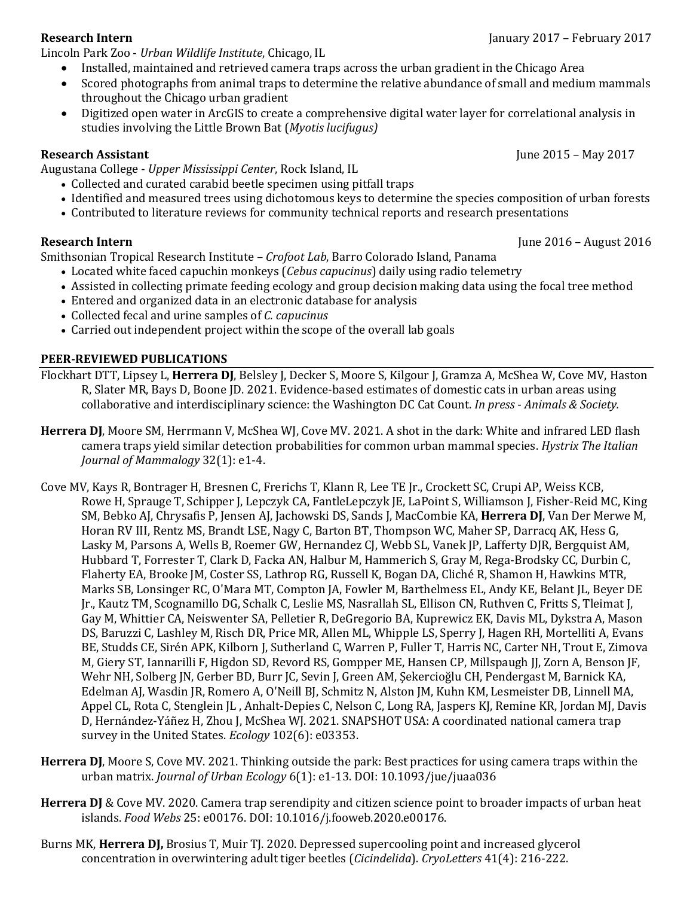**Research Intern** January 2017 – February 2017

Lincoln Park Zoo - *Urban Wildlife Institute*, Chicago, IL

- Installed, maintained and retrieved camera traps across the urban gradient in the Chicago Area
- Scored photographs from animal traps to determine the relative abundance of small and medium mammals throughout the Chicago urban gradient
- Digitized open water in ArcGIS to create a comprehensive digital water layer for correlational analysis in studies involving the Little Brown Bat (*Myotis lucifugus)*

**Research Assistant** June 2015 – May 2017

Augustana College - *Upper Mississippi Center*, Rock Island, IL

- Collected and curated carabid beetle specimen using pitfall traps
- Identified and measured trees using dichotomous keys to determine the species composition of urban forests
- Contributed to literature reviews for community technical reports and research presentations

**Research Intern** June 2016 – August 2016

Smithsonian Tropical Research Institute – *Crofoot Lab*, Barro Colorado Island, Panama

- Located white faced capuchin monkeys (*Cebus capucinus*) daily using radio telemetry
- Assisted in collecting primate feeding ecology and group decision making data using the focal tree method
- Entered and organized data in an electronic database for analysis
- Collected fecal and urine samples of *C. capucinus*
- Carried out independent project within the scope of the overall lab goals

## PEER-REVIEWED PUBLICATIONS

Flockhart DTT, Lipsey L, **Herrera DJ**, Belsley J, Decker S, Moore S, Kilgour J, Gramza A, McShea W, Cove MV, Haston R, Slater MR, Bays D, Boone JD. 2021. Evidence-based estimates of domestic cats in urban areas using collaborative and interdisciplinary science: the Washington DC Cat Count. *In press - Animals & Society.*

**Herrera DJ**, Moore SM, Herrmann V, McShea WJ, Cove MV. 2021. A shot in the dark: White and infrared LED flash camera traps yield similar detection probabilities for common urban mammal species. *Hystrix The Italian Journal of Mammalogy* 32(1): e1-4.

Cove MV, Kays R, Bontrager H, Bresnen C, Frerichs T, Klann R, Lee TE Jr., Crockett SC, Crupi AP, Weiss KCB, Rowe H, Sprauge T, Schipper J, Lepczyk CA, FantleLepczyk JE, LaPoint S, Williamson J, Fisher-Reid MC, King SM, Bebko AJ, Chrysafis P, Jensen AJ, Jachowski DS, Sands J, MacCombie KA, **Herrera DJ**, Van Der Merwe M, Horan RV III, Rentz MS, Brandt LSE, Nagy C, Barton BT, Thompson WC, Maher SP, Darracq AK, Hess G, Lasky M, Parsons A, Wells B, Roemer GW, Hernandez CJ, Webb SL, Vanek JP, Lafferty DJR, Bergquist AM, Hubbard T, Forrester T, Clark D, Facka AN, Halbur M, Hammerich S, Gray M, Rega-Brodsky CC, Durbin C, Flaherty EA, Brooke JM, Coster SS, Lathrop RG, Russell K, Bogan DA, Cliché R, Shamon H, Hawkins MTR, Marks SB, Lonsinger RC, O'Mara MT, Compton JA, Fowler M, Barthelmess EL, Andy KE, Belant JL, Beyer DE Jr., Kautz TM, Scognamillo DG, Schalk C, Leslie MS, Nasrallah SL, Ellison CN, Ruthven C, Fritts S, Tleimat J, Gay M, Whittier CA, Neiswenter SA, Pelletier R, DeGregorio BA, Kuprewicz EK, Davis ML, Dykstra A, Mason DS, Baruzzi C, Lashley M, Risch DR, Price MR, Allen ML, Whipple LS, Sperry J, Hagen RH, Mortelliti A, Evans BE, Studds CE, Sirén APK, Kilborn J, Sutherland C, Warren P, Fuller T, Harris NC, Carter NH, Trout E, Zimova M, Giery ST, Iannarilli F, Higdon SD, Revord RS, Gompper ME, Hansen CP, Millspaugh JJ, Zorn A, Benson JF, Wehr NH, Solberg JN, Gerber BD, Burr JC, Sevin J, Green AM, Şekercioğlu CH, Pendergast M, Barnick KA, Edelman AJ, Wasdin JR, Romero A, O'Neill BJ, Schmitz N, Alston JM, Kuhn KM, Lesmeister DB, Linnell MA, Appel CL, Rota C, Stenglein JL , Anhalt-Depies C, Nelson C, Long RA, Jaspers KJ, Remine KR, Jordan MJ, Davis D, Hernández-Yáñez H, Zhou J, McShea WJ. 2021. SNAPSHOT USA: A coordinated national camera trap survey in the United States. *Ecology* 102(6): e03353.

**Herrera DJ**, Moore S, Cove MV. 2021. Thinking outside the park: Best practices for using camera traps within the urban matrix. *Journal of Urban Ecology* 6(1): e1-13. DOI: 10.1093/jue/juaa036

**Herrera DJ** & Cove MV. 2020. Camera trap serendipity and citizen science point to broader impacts of urban heat islands. *Food Webs* 25: e00176. DOI: 10.1016/j.fooweb.2020.e00176.

Burns MK, **Herrera DJ,** Brosius T, Muir TJ. 2020. Depressed supercooling point and increased glycerol concentration in overwintering adult tiger beetles (*Cicindelida*). *CryoLetters* 41(4): 216-222.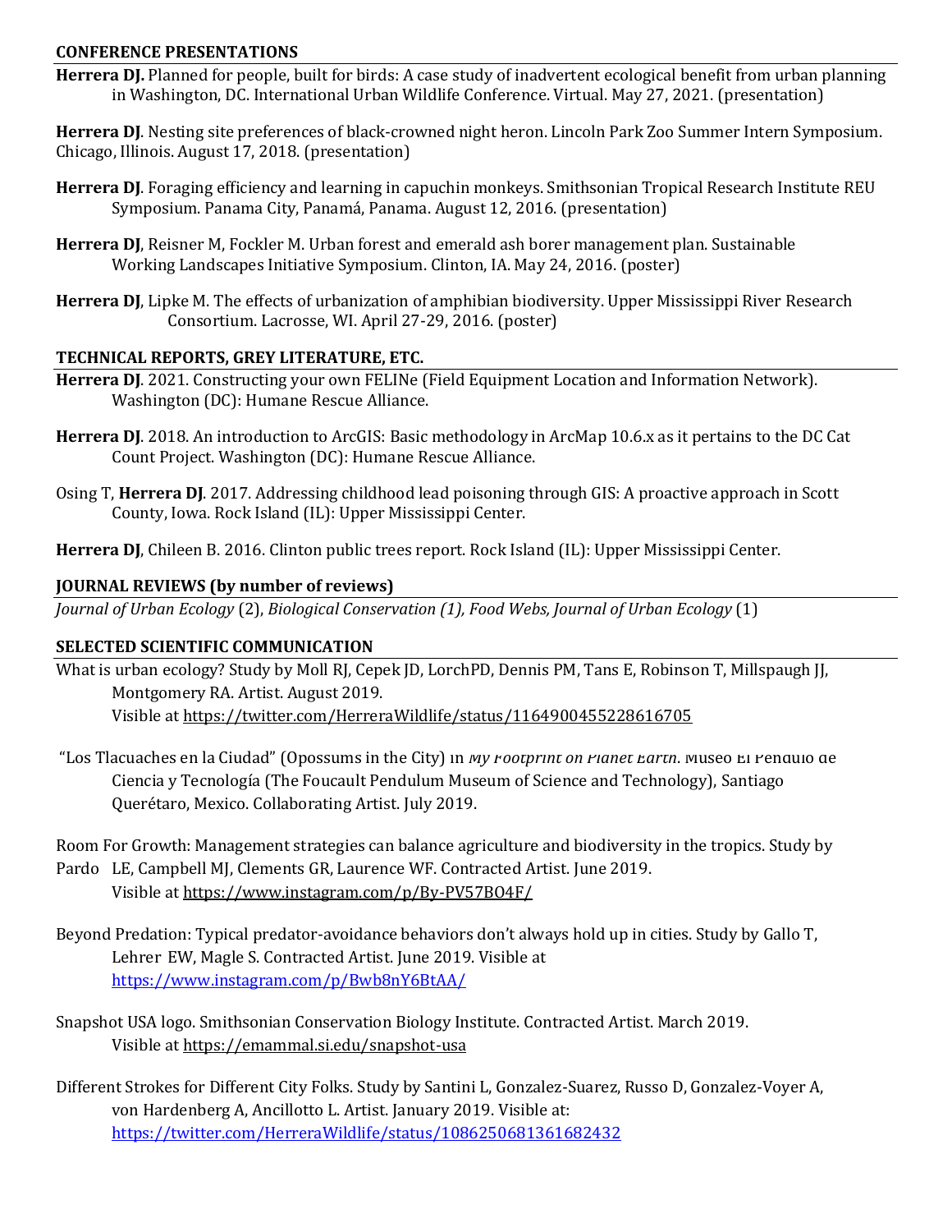## CONFERENCE PRESENTATIONS

**Herrera DJ.** Planned for people, built for birds: A case study of inadvertent ecological benefit from urban planning in Washington, DC. International Urban Wildlife Conference. Virtual. May 27, 2021. (presentation)

**Herrera DJ**. Nesting site preferences of black-crowned night heron. Lincoln Park Zoo Summer Intern Symposium. Chicago, Illinois. August 17, 2018. (presentation)

**Herrera DJ**. Foraging efficiency and learning in capuchin monkeys. Smithsonian Tropical Research Institute REU Symposium. Panama City, Panamá, Panama. August 12, 2016. (presentation)

**Herrera DJ**, Reisner M, Fockler M. Urban forest and emerald ash borer management plan. Sustainable Working Landscapes Initiative Symposium. Clinton, IA. May 24, 2016. (poster)

**Herrera DJ**, Lipke M. The effects of urbanization of amphibian biodiversity. Upper Mississippi River Research Consortium. Lacrosse, WI. April 27-29, 2016. (poster)

## TECHNICAL REPORTS, GREY LITERATURE, ETC.

**Herrera DJ**. 2021. Constructing your own FELINe (Field Equipment Location and Information Network). Washington (DC): Humane Rescue Alliance.

**Herrera DJ**. 2018. An introduction to ArcGIS: Basic methodology in ArcMap 10.6.x as it pertains to the DC Cat Count Project. Washington (DC): Humane Rescue Alliance.

Osing T, **Herrera DJ**. 2017. Addressing childhood lead poisoning through GIS: A proactive approach in Scott County, Iowa. Rock Island (IL): Upper Mississippi Center.

**Herrera DJ**, Chileen B. 2016. Clinton public trees report. Rock Island (IL): Upper Mississippi Center.

## JOURNAL REVIEWS (by number of reviews)

*Journal of Urban Ecology* (2), *Biological Conservation (1), Food Webs, Journal of Urban Ecology* (1)

## SELECTED SCIENTIFIC COMMUNICATION

What is urban ecology? Study by Moll RJ, Cepek JD, LorchPD, Dennis PM, Tans E, Robinson T, Millspaugh JJ, Montgomery RA. Artist. August 2019.
Visible at https://twitter.com/HerreraWildlife/status/1164900455228616705

"Los Tlacuaches en la Ciudad" (Opossums in the City) in *My Footprint on Planet Earth*. Museo El Pendulo de Ciencia y Tecnología (The Foucault Pendulum Museum of Science and Technology), Santiago Querétaro, Mexico. Collaborating Artist. July 2019.

Room For Growth: Management strategies can balance agriculture and biodiversity in the tropics. Study by Pardo LE, Campbell MJ, Clements GR, Laurence WF. Contracted Artist. June 2019.
Visible at https://www.instagram.com/p/By-PV57BO4F/

Beyond Predation: Typical predator-avoidance behaviors don't always hold up in cities. Study by Gallo T, Lehrer EW, Magle S. Contracted Artist. June 2019. Visible at https://www.instagram.com/p/Bwb8nY6BtAA/

Snapshot USA logo. Smithsonian Conservation Biology Institute. Contracted Artist. March 2019.
Visible at https://emammal.si.edu/snapshot-usa

Different Strokes for Different City Folks. Study by Santini L, Gonzalez-Suarez, Russo D, Gonzalez-Voyer A, von Hardenberg A, Ancillotto L. Artist. January 2019. Visible at: https://twitter.com/HerreraWildlife/status/1086250681361682432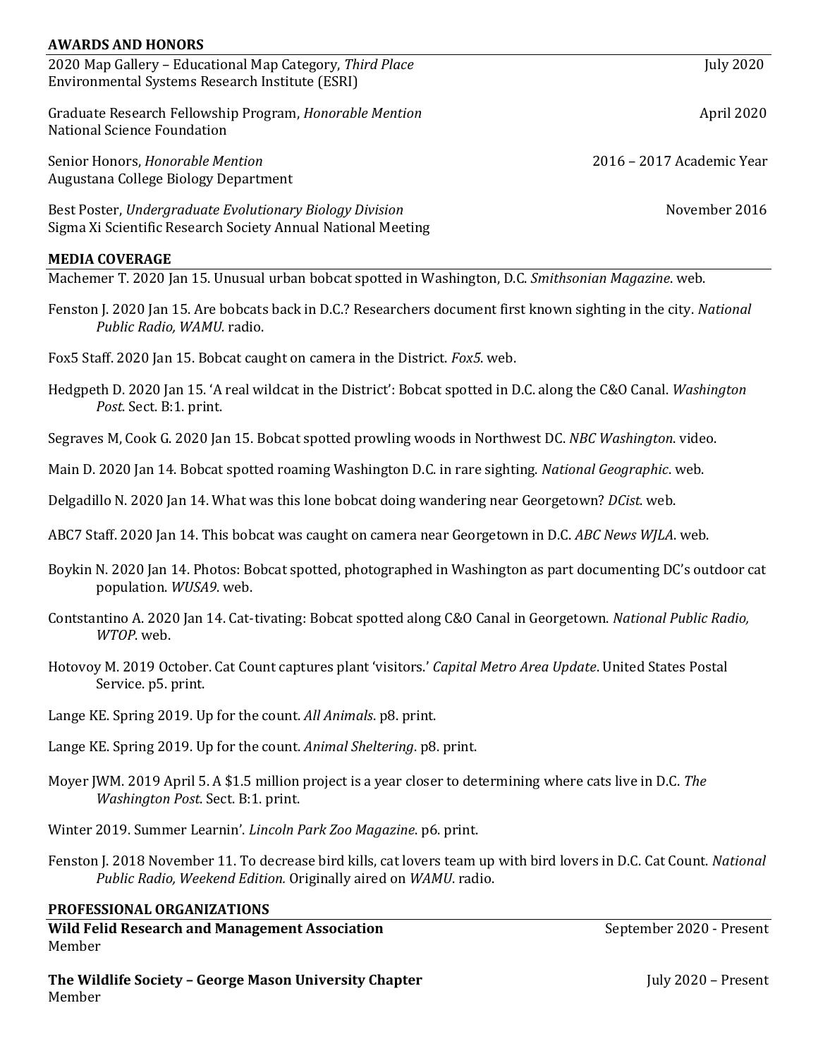## AWARDS AND HONORS

2020 Map Gallery – Educational Map Category, *Third Place* — July 2020
Environmental Systems Research Institute (ESRI)

Graduate Research Fellowship Program, *Honorable Mention* — April 2020
National Science Foundation

Senior Honors, *Honorable Mention* — 2016 – 2017 Academic Year
Augustana College Biology Department

Best Poster, *Undergraduate Evolutionary Biology Division* — November 2016
Sigma Xi Scientific Research Society Annual National Meeting

## MEDIA COVERAGE

Machemer T. 2020 Jan 15. Unusual urban bobcat spotted in Washington, D.C. *Smithsonian Magazine*. web.

Fenston J. 2020 Jan 15. Are bobcats back in D.C.? Researchers document first known sighting in the city. *National Public Radio, WAMU.* radio.

Fox5 Staff. 2020 Jan 15. Bobcat caught on camera in the District. *Fox5*. web.

Hedgpeth D. 2020 Jan 15. 'A real wildcat in the District': Bobcat spotted in D.C. along the C&O Canal. *Washington Post*. Sect. B:1. print.

Segraves M, Cook G. 2020 Jan 15. Bobcat spotted prowling woods in Northwest DC. *NBC Washington*. video.

Main D. 2020 Jan 14. Bobcat spotted roaming Washington D.C. in rare sighting. *National Geographic*. web.

Delgadillo N. 2020 Jan 14. What was this lone bobcat doing wandering near Georgetown? *DCist*. web.

ABC7 Staff. 2020 Jan 14. This bobcat was caught on camera near Georgetown in D.C. *ABC News WJLA*. web.

Boykin N. 2020 Jan 14. Photos: Bobcat spotted, photographed in Washington as part documenting DC's outdoor cat population. *WUSA9*. web.

Contstantino A. 2020 Jan 14. Cat-tivating: Bobcat spotted along C&O Canal in Georgetown. *National Public Radio, WTOP*. web.

Hotovoy M. 2019 October. Cat Count captures plant 'visitors.' *Capital Metro Area Update*. United States Postal Service. p5. print.

Lange KE. Spring 2019. Up for the count. *All Animals*. p8. print.

Lange KE. Spring 2019. Up for the count. *Animal Sheltering*. p8. print.

Moyer JWM. 2019 April 5. A $1.5 million project is a year closer to determining where cats live in D.C. *The Washington Post*. Sect. B:1. print.

Winter 2019. Summer Learnin'. *Lincoln Park Zoo Magazine*. p6. print.

Fenston J. 2018 November 11. To decrease bird kills, cat lovers team up with bird lovers in D.C. Cat Count. *National Public Radio, Weekend Edition.* Originally aired on *WAMU*. radio.

## PROFESSIONAL ORGANIZATIONS

**Wild Felid Research and Management Association** — September 2020 - Present
Member

**The Wildlife Society – George Mason University Chapter** — July 2020 – Present
Member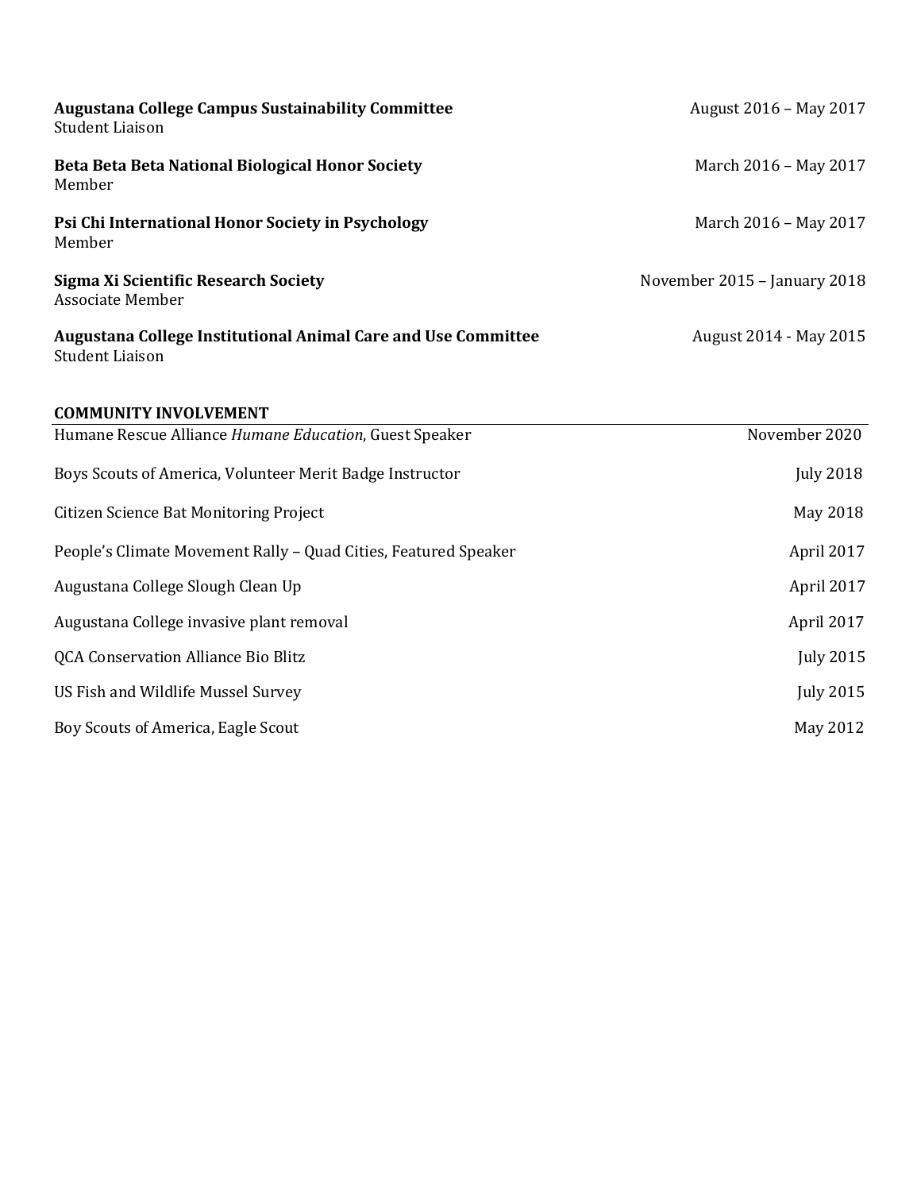**Augustana College Campus Sustainability Committee** August 2016 – May 2017
Student Liaison

**Beta Beta Beta National Biological Honor Society** March 2016 – May 2017
Member

**Psi Chi International Honor Society in Psychology** March 2016 – May 2017
Member

**Sigma Xi Scientific Research Society** November 2015 – January 2018
Associate Member

**Augustana College Institutional Animal Care and Use Committee** August 2014 - May 2015
Student Liaison

## COMMUNITY INVOLVEMENT

Humane Rescue Alliance *Humane Education*, Guest Speaker November 2020

Boys Scouts of America, Volunteer Merit Badge Instructor July 2018

Citizen Science Bat Monitoring Project May 2018

People's Climate Movement Rally – Quad Cities, Featured Speaker April 2017

Augustana College Slough Clean Up April 2017

Augustana College invasive plant removal April 2017

QCA Conservation Alliance Bio Blitz July 2015

US Fish and Wildlife Mussel Survey July 2015

Boy Scouts of America, Eagle Scout May 2012